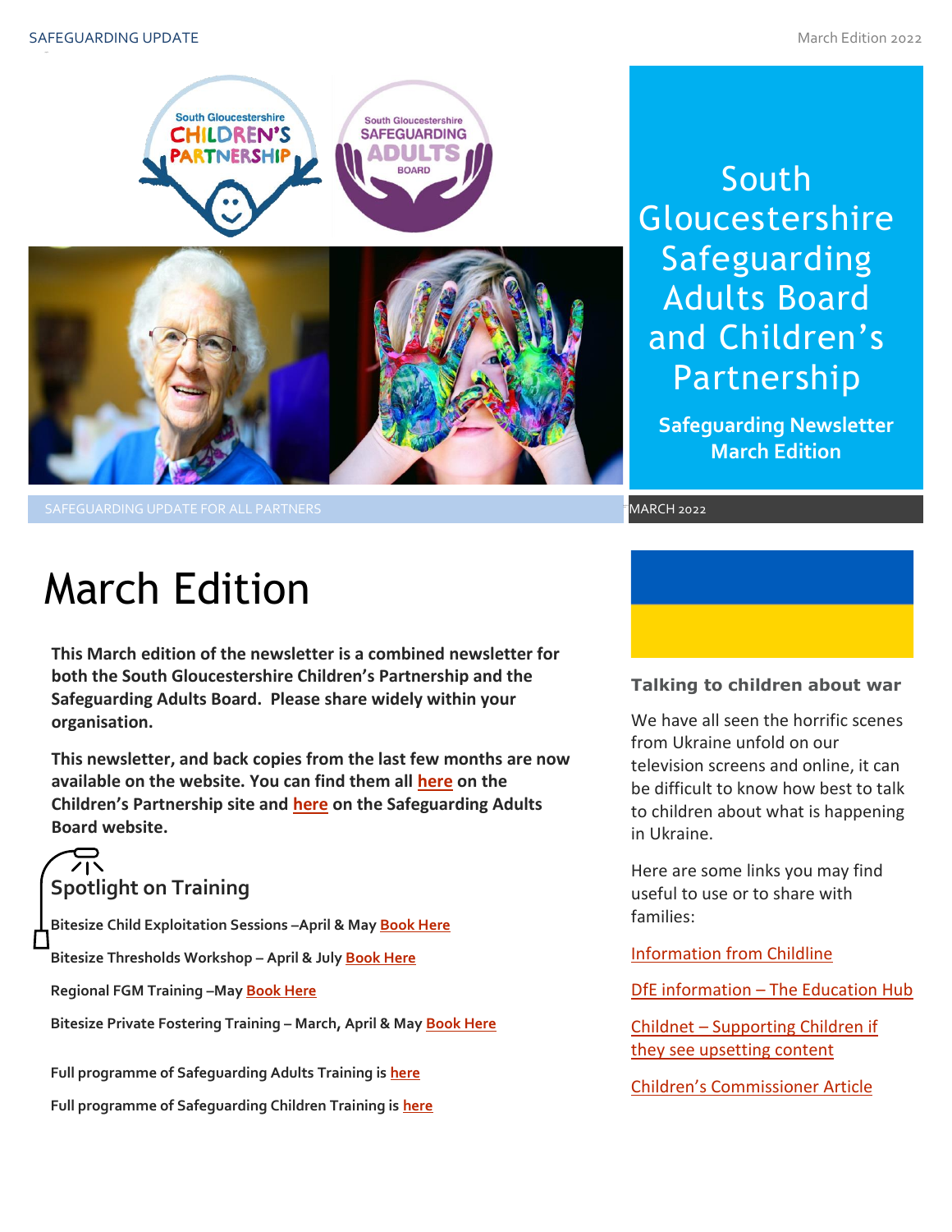# South Gloucestershire Safeguarding Adults Board and Children's Partnership

**Safeguarding Newsletter March Edition**

SAFEGUARDING UPDATE FOR ALL PARTNERS

MARCH 2022

## March Edition

**This March edition of the newsletter is a combined newsletter for both the South Gloucestershire Children's Partnership and the Safeguarding Adults Board. Please share widely within your organisation.**

**This newsletter, and back copies from the last few months are now available on the website. You can find them all here on the Children's Partnership site and here on the Safeguarding Adults Board website.**

### Spotlight on Training

**Bitesize Child Exploitation Sessions –April & May Book Here**

**Bitesize Thresholds Workshop – April & July Book Here**

**Regional FGM Training –May Book Here**

**Bitesize Private Fostering Training – March, April & May Book Here**

**Full programme of Safeguarding Adults Training is here**

**Full programme of Safeguarding Children Training is here**

### Talking to children about war

We have all seen the horrific scenes from Ukraine unfold on our television screens and online, it can be difficult to know how best to talk to children about what is happening in Ukraine.

Here are some links you may find useful to use or to share with families:

Information from Childline

DfE information – The Education Hub

Childnet – Supporting Children if they see upsetting content

Children's Commissioner Article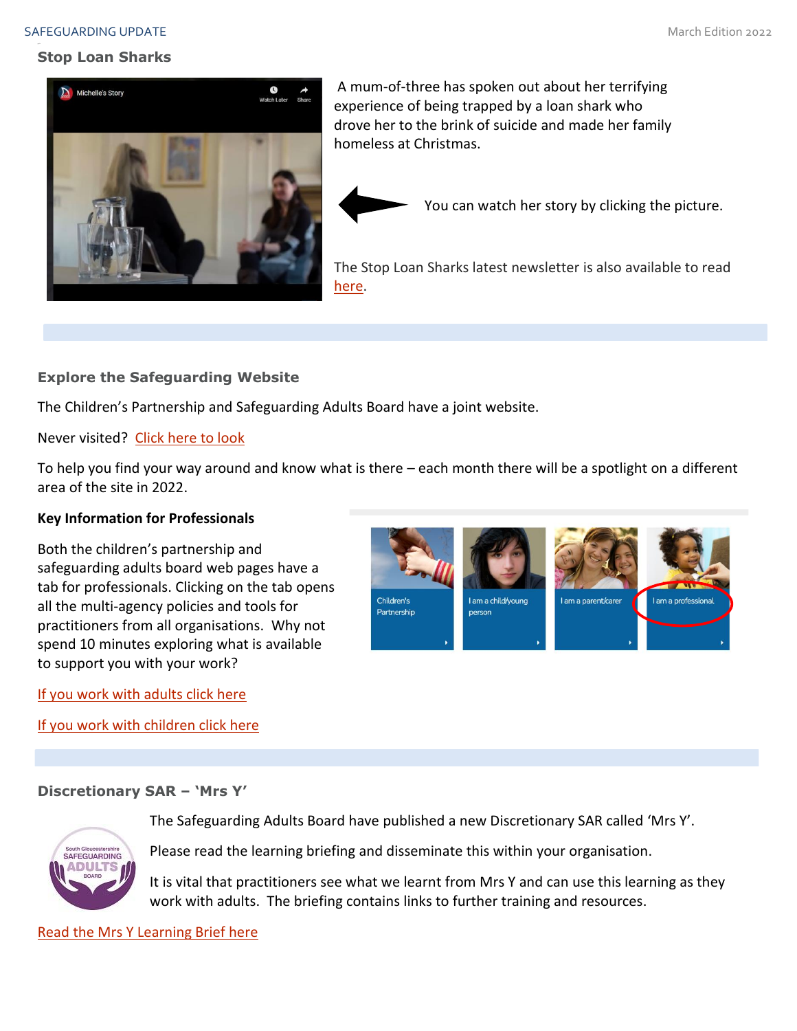## Stop Loan Sharks

A mum-of-three has spoken out about her terrifying experience of being trapped by a loan shark who drove her to the brink of suicide and made her family homeless at Christmas.

You can watch her story by clicking the picture.

The Stop Loan Sharks latest newsletter is also available to read here.

## Explore the Safeguarding Website

The Children's Partnership and Safeguarding Adults Board have a joint website.

Never visited? Click here to look

To help you find your way around and know what is there – each month there will be a spotlight on a different area of the site in 2022.

**Key Information for Professionals**

Both the children's partnership and safeguarding adults board web pages have a tab for professionals. Clicking on the tab opens all the multi-agency policies and tools for practitioners from all organisations. Why not spend 10 minutes exploring what is available to support you with your work?

If you work with adults click here

If you work with children click here

## Discretionary SAR – 'Mrs Y'

The Safeguarding Adults Board have published a new Discretionary SAR called 'Mrs Y'.

Please read the learning briefing and disseminate this within your organisation.

It is vital that practitioners see what we learnt from Mrs Y and can use this learning as they work with adults. The briefing contains links to further training and resources.

Read the Mrs Y Learning Brief here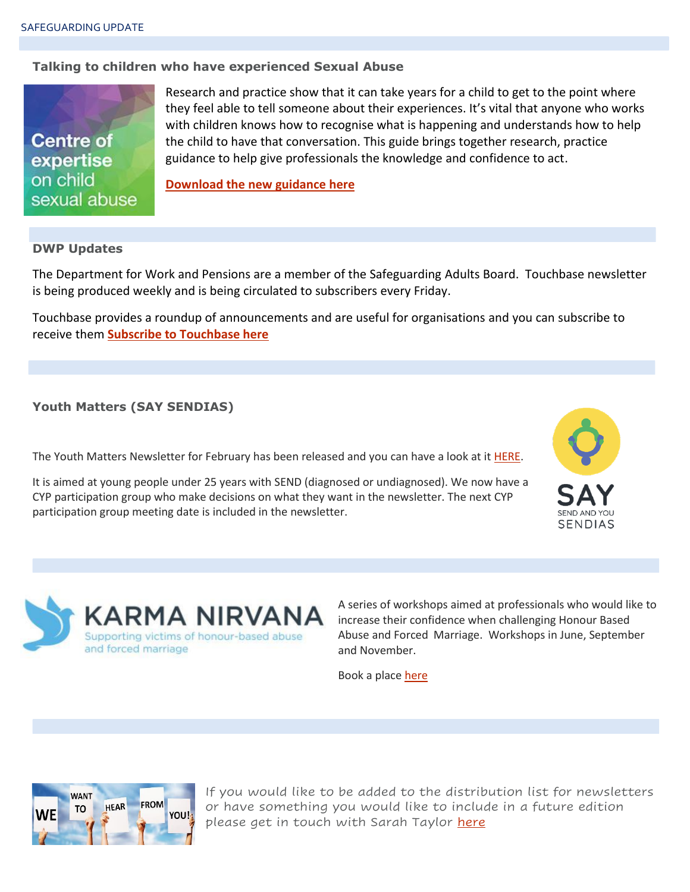### Talking to children who have experienced Sexual Abuse

Research and practice show that it can take years for a child to get to the point where they feel able to tell someone about their experiences. It's vital that anyone who works with children knows how to recognise what is happening and understands how to help the child to have that conversation. This guide brings together research, practice guidance to help give professionals the knowledge and confidence to act.

**Download the new guidance here**

### DWP Updates

The Department for Work and Pensions are a member of the Safeguarding Adults Board. Touchbase newsletter is being produced weekly and is being circulated to subscribers every Friday.

Touchbase provides a roundup of announcements and are useful for organisations and you can subscribe to receive them **Subscribe to Touchbase here**

### Youth Matters (SAY SENDIAS)

The Youth Matters Newsletter for February has been released and you can have a look at it HERE.

It is aimed at young people under 25 years with SEND (diagnosed or undiagnosed). We now have a CYP participation group who make decisions on what they want in the newsletter. The next CYP participation group meeting date is included in the newsletter.

### KARMA NIRVANA

Supporting victims of honour-based abuse and forced marriage

A series of workshops aimed at professionals who would like to increase their confidence when challenging Honour Based Abuse and Forced Marriage. Workshops in June, September and November.

Book a place here

*If you would like to be added to the distribution list for newsletters or have something you would like to include in a future edition please get in touch with Sarah Taylor here*